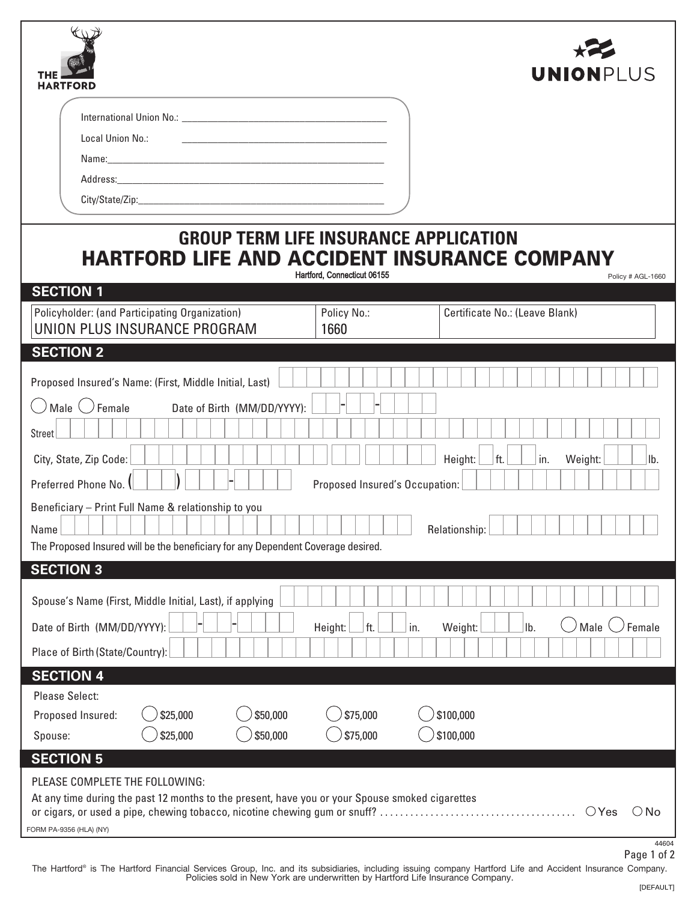THE HARTFORD

UNIONPLUS

International Union No.: ______________________

Local Union No.: ______________________

Name: ______________________

Address: ______________________

City/State/Zip: ______________________

# GROUP TERM LIFE INSURANCE APPLICATION

# HARTFORD LIFE AND ACCIDENT INSURANCE COMPANY

Hartford, Connecticut 06155

Policy # AGL-1660

## SECTION 1

| Policyholder: (and Participating Organization) | Policy No.: | Certificate No.: (Leave Blank) |
|---|---|---|
| UNION PLUS INSURANCE PROGRAM | 1660 | |

## SECTION 2

Proposed Insured's Name: (First, Middle Initial, Last) ______________________

○ Male ○ Female Date of Birth (MM/DD/YYYY): \_\_-\_\_-\_\_\_\_

Street ______________________

City, State, Zip Code: ______________________ Height: \_\_ ft. \_\_ in. Weight: \_\_\_ lb.

Preferred Phone No. (\_\_\_) \_\_\_-\_\_\_\_ Proposed Insured's Occupation: ______________________

Beneficiary – Print Full Name & relationship to you

Name ______________________ Relationship: ______________________

The Proposed Insured will be the beneficiary for any Dependent Coverage desired.

## SECTION 3

Spouse's Name (First, Middle Initial, Last), if applying ______________________

Date of Birth (MM/DD/YYYY): \_\_-\_\_-\_\_\_\_ Height: \_\_ ft. \_\_ in. Weight: \_\_\_ lb. ○ Male ○ Female

Place of Birth (State/Country): ______________________

## SECTION 4

Please Select:

| | | | | |
|---|---|---|---|---|
| Proposed Insured: | ○ $25,000 | ○ $50,000 | ○ $75,000 | ○ $100,000 |
| Spouse: | ○ $25,000 | ○ $50,000 | ○ $75,000 | ○ $100,000 |

## SECTION 5

PLEASE COMPLETE THE FOLLOWING:

At any time during the past 12 months to the present, have you or your Spouse smoked cigarettes or cigars, or used a pipe, chewing tobacco, nicotine chewing gum or snuff? ........................................ ○ Yes ○ No

FORM PA-9356 (HLA) (NY)

44604

The Hartford® is The Hartford Financial Services Group, Inc. and its subsidiaries, including issuing company Hartford Life and Accident Insurance Company. Policies sold in New York are underwritten by Hartford Life Insurance Company.

[DEFAULT]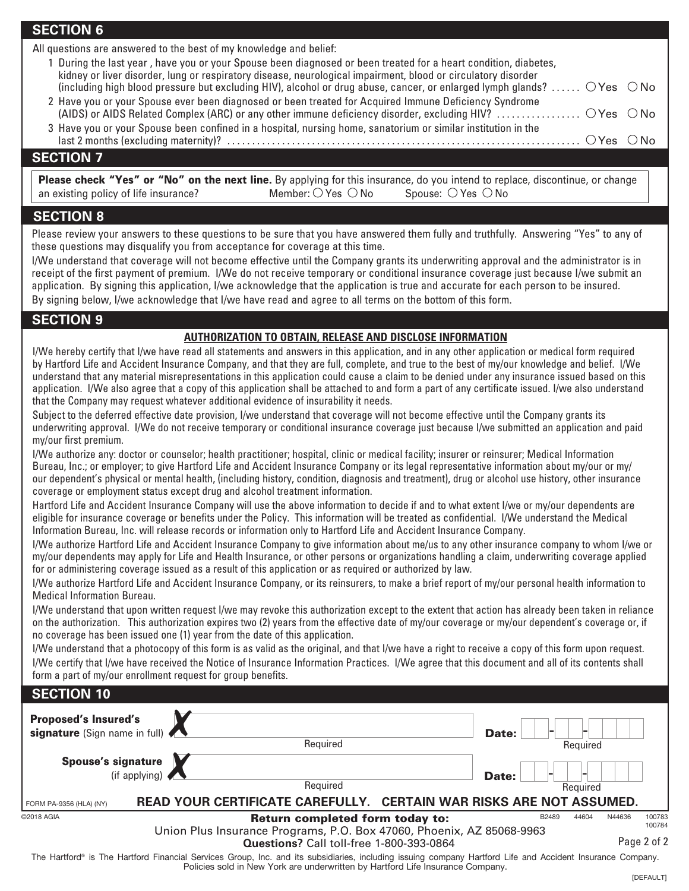## SECTION 6

All questions are answered to the best of my knowledge and belief:

1. During the last year , have you or your Spouse been diagnosed or been treated for a heart condition, diabetes, kidney or liver disorder, lung or respiratory disease, neurological impairment, blood or circulatory disorder (including high blood pressure but excluding HIV), alcohol or drug abuse, cancer, or enlarged lymph glands? ...... ○ Yes ○ No
2. Have you or your Spouse ever been diagnosed or been treated for Acquired Immune Deficiency Syndrome (AIDS) or AIDS Related Complex (ARC) or any other immune deficiency disorder, excluding HIV? ................ ○ Yes ○ No
3. Have you or your Spouse been confined in a hospital, nursing home, sanatorium or similar institution in the last 2 months (excluding maternity)? ................ ○ Yes ○ No

## SECTION 7

**Please check "Yes" or "No" on the next line.** By applying for this insurance, do you intend to replace, discontinue, or change an existing policy of life insurance? Member: ○ Yes ○ No Spouse: ○ Yes ○ No

## SECTION 8

Please review your answers to these questions to be sure that you have answered them fully and truthfully. Answering "Yes" to any of these questions may disqualify you from acceptance for coverage at this time.

I/We understand that coverage will not become effective until the Company grants its underwriting approval and the administrator is in receipt of the first payment of premium. I/We do not receive temporary or conditional insurance coverage just because I/we submit an application. By signing this application, I/we acknowledge that the application is true and accurate for each person to be insured.

By signing below, I/we acknowledge that I/we have read and agree to all terms on the bottom of this form.

## SECTION 9

**AUTHORIZATION TO OBTAIN, RELEASE AND DISCLOSE INFORMATION**

I/We hereby certify that I/we have read all statements and answers in this application, and in any other application or medical form required by Hartford Life and Accident Insurance Company, and that they are full, complete, and true to the best of my/our knowledge and belief. I/We understand that any material misrepresentations in this application could cause a claim to be denied under any insurance issued based on this application. I/We also agree that a copy of this application shall be attached to and form a part of any certificate issued. I/we also understand that the Company may request whatever additional evidence of insurability it needs.

Subject to the deferred effective date provision, I/we understand that coverage will not become effective until the Company grants its underwriting approval. I/We do not receive temporary or conditional insurance coverage just because I/we submitted an application and paid my/our first premium.

I/We authorize any: doctor or counselor; health practitioner; hospital, clinic or medical facility; insurer or reinsurer; Medical Information Bureau, Inc.; or employer; to give Hartford Life and Accident Insurance Company or its legal representative information about my/our or my/our dependent's physical or mental health, (including history, condition, diagnosis and treatment), drug or alcohol use history, other insurance coverage or employment status except drug and alcohol treatment information.

Hartford Life and Accident Insurance Company will use the above information to decide if and to what extent I/we or my/our dependents are eligible for insurance coverage or benefits under the Policy. This information will be treated as confidential. I/We understand the Medical Information Bureau, Inc. will release records or information only to Hartford Life and Accident Insurance Company.

I/We authorize Hartford Life and Accident Insurance Company to give information about me/us to any other insurance company to whom I/we or my/our dependents may apply for Life and Health Insurance, or other persons or organizations handling a claim, underwriting coverage applied for or administering coverage issued as a result of this application or as required or authorized by law.

I/We authorize Hartford Life and Accident Insurance Company, or its reinsurers, to make a brief report of my/our personal health information to Medical Information Bureau.

I/We understand that upon written request I/we may revoke this authorization except to the extent that action has already been taken in reliance on the authorization. This authorization expires two (2) years from the effective date of my/our coverage or my/our dependent's coverage or, if no coverage has been issued one (1) year from the date of this application.

I/We understand that a photocopy of this form is as valid as the original, and that I/we have a right to receive a copy of this form upon request.

I/We certify that I/we have received the Notice of Insurance Information Practices. I/We agree that this document and all of its contents shall form a part of my/our enrollment request for group benefits.

## SECTION 10

**Proposed's Insured's signature** (Sign name in full) ✗ ______________________ Required **Date:** __ - __ - ____ Required

**Spouse's signature** (if applying) ✗ ______________________ Required **Date:** __ - __ - ____ Required

FORM PA-9356 (HLA) (NY)

**READ YOUR CERTIFICATE CAREFULLY. CERTAIN WAR RISKS ARE NOT ASSUMED.**

©2018 AGIA

**Return completed form today to:**
Union Plus Insurance Programs, P.O. Box 47060, Phoenix, AZ 85068-9963
**Questions?** Call toll-free 1-800-393-0864

B2489 44604 N44636 100783 100784

The Hartford® is The Hartford Financial Services Group, Inc. and its subsidiaries, including issuing company Hartford Life and Accident Insurance Company. Policies sold in New York are underwritten by Hartford Life Insurance Company.

[DEFAULT]